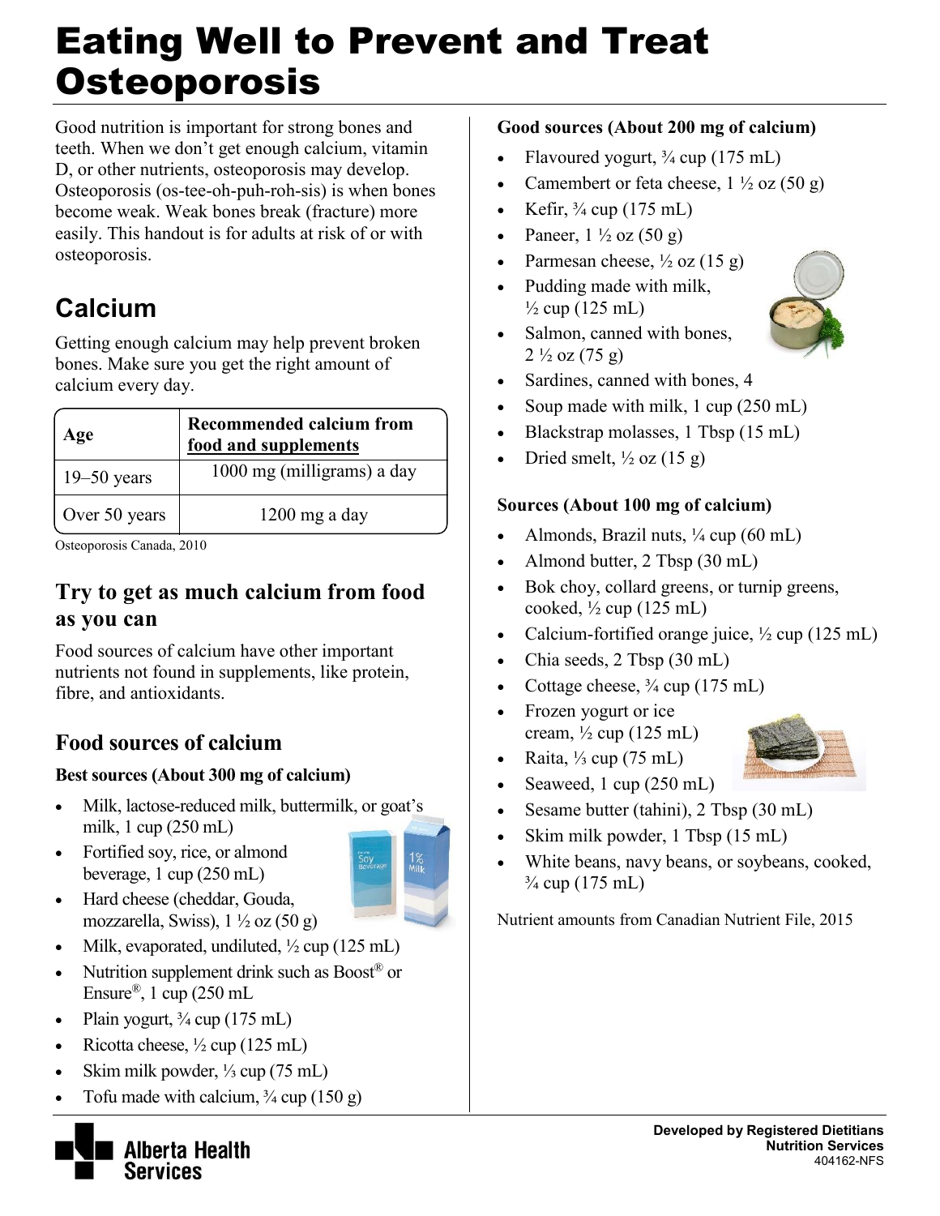# Eating Well to Prevent and Treat Osteoporosis

Good nutrition is important for strong bones and teeth. When we don't get enough calcium, vitamin D, or other nutrients, osteoporosis may develop. Osteoporosis (os-tee-oh-puh-roh-sis) is when bones become weak. Weak bones break (fracture) more easily. This handout is for adults at risk of or with osteoporosis.

## Calcium

Getting enough calcium may help prevent broken bones. Make sure you get the right amount of calcium every day.

| Age | Recommended calcium from food and supplements |
|---|---|
| 19–50 years | 1000 mg (milligrams) a day |
| Over 50 years | 1200 mg a day |

Osteoporosis Canada, 2010

### Try to get as much calcium from food as you can

Food sources of calcium have other important nutrients not found in supplements, like protein, fibre, and antioxidants.

### Food sources of calcium

**Best sources (About 300 mg of calcium)**

- Milk, lactose-reduced milk, buttermilk, or goat's milk, 1 cup (250 mL)
- Fortified soy, rice, or almond beverage, 1 cup (250 mL)
- Hard cheese (cheddar, Gouda, mozzarella, Swiss), 1 ½ oz (50 g)
- Milk, evaporated, undiluted, ½ cup (125 mL)
- Nutrition supplement drink such as Boost® or Ensure®, 1 cup (250 mL
- Plain yogurt, ¾ cup (175 mL)
- Ricotta cheese, ½ cup (125 mL)
- Skim milk powder, ⅓ cup (75 mL)
- Tofu made with calcium, ¾ cup (150 g)

**Good sources (About 200 mg of calcium)**

- Flavoured yogurt, ¾ cup (175 mL)
- Camembert or feta cheese, 1 ½ oz (50 g)
- Kefir, ¾ cup (175 mL)
- Paneer, 1 ½ oz (50 g)
- Parmesan cheese, ½ oz (15 g)
- Pudding made with milk, ½ cup (125 mL)
- Salmon, canned with bones, 2 ½ oz (75 g)
- Sardines, canned with bones, 4
- Soup made with milk, 1 cup (250 mL)
- Blackstrap molasses, 1 Tbsp (15 mL)
- Dried smelt, ½ oz (15 g)

**Sources (About 100 mg of calcium)**

- Almonds, Brazil nuts, ¼ cup (60 mL)
- Almond butter, 2 Tbsp (30 mL)
- Bok choy, collard greens, or turnip greens, cooked, ½ cup (125 mL)
- Calcium-fortified orange juice, ½ cup (125 mL)
- Chia seeds, 2 Tbsp (30 mL)
- Cottage cheese, ¾ cup (175 mL)
- Frozen yogurt or ice cream, ½ cup (125 mL)
- Raita, ⅓ cup (75 mL)
- Seaweed, 1 cup (250 mL)
- Sesame butter (tahini), 2 Tbsp (30 mL)
- Skim milk powder, 1 Tbsp (15 mL)
- White beans, navy beans, or soybeans, cooked, ¾ cup (175 mL)

Nutrient amounts from Canadian Nutrient File, 2015

Developed by Registered Dietitians
Nutrition Services
404162-NFS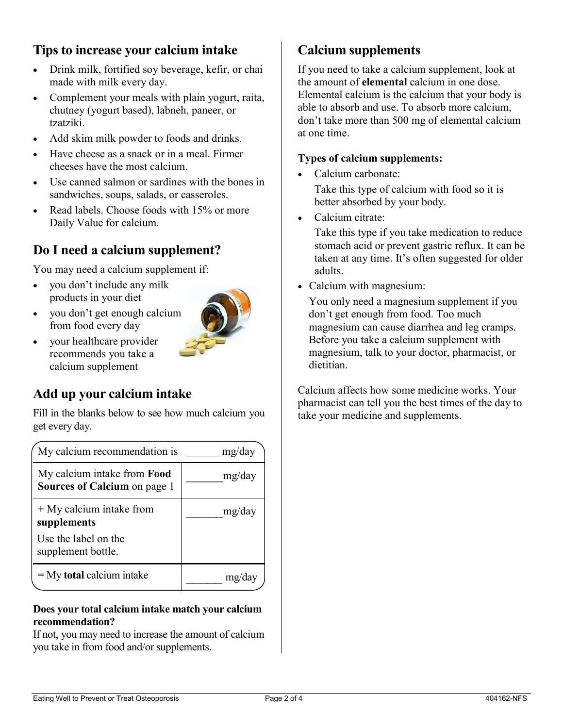## Tips to increase your calcium intake

- Drink milk, fortified soy beverage, kefir, or chai made with milk every day.
- Complement your meals with plain yogurt, raita, chutney (yogurt based), labneh, paneer, or tzatziki.
- Add skim milk powder to foods and drinks.
- Have cheese as a snack or in a meal. Firmer cheeses have the most calcium.
- Use canned salmon or sardines with the bones in sandwiches, soups, salads, or casseroles.
- Read labels. Choose foods with 15% or more Daily Value for calcium.

## Do I need a calcium supplement?

You may need a calcium supplement if:

- you don't include any milk products in your diet
- you don't get enough calcium from food every day
- your healthcare provider recommends you take a calcium supplement

## Add up your calcium intake

Fill in the blanks below to see how much calcium you get every day.

| My calcium recommendation is | ______ mg/day |
|---|---|
| My calcium intake from **Food Sources of Calcium** on page 1 | ______mg/day |
| + My calcium intake from **supplements**<br>Use the label on the supplement bottle. | ______mg/day |
| = My **total** calcium intake | ______ mg/day |

**Does your total calcium intake match your calcium recommendation?**

If not, you may need to increase the amount of calcium you take in from food and/or supplements.

## Calcium supplements

If you need to take a calcium supplement, look at the amount of **elemental** calcium in one dose. Elemental calcium is the calcium that your body is able to absorb and use. To absorb more calcium, don't take more than 500 mg of elemental calcium at one time.

**Types of calcium supplements:**

- Calcium carbonate:
  Take this type of calcium with food so it is better absorbed by your body.
- Calcium citrate:
  Take this type if you take medication to reduce stomach acid or prevent gastric reflux. It can be taken at any time. It's often suggested for older adults.
- Calcium with magnesium:
  You only need a magnesium supplement if you don't get enough from food. Too much magnesium can cause diarrhea and leg cramps. Before you take a calcium supplement with magnesium, talk to your doctor, pharmacist, or dietitian.

Calcium affects how some medicine works. Your pharmacist can tell you the best times of the day to take your medicine and supplements.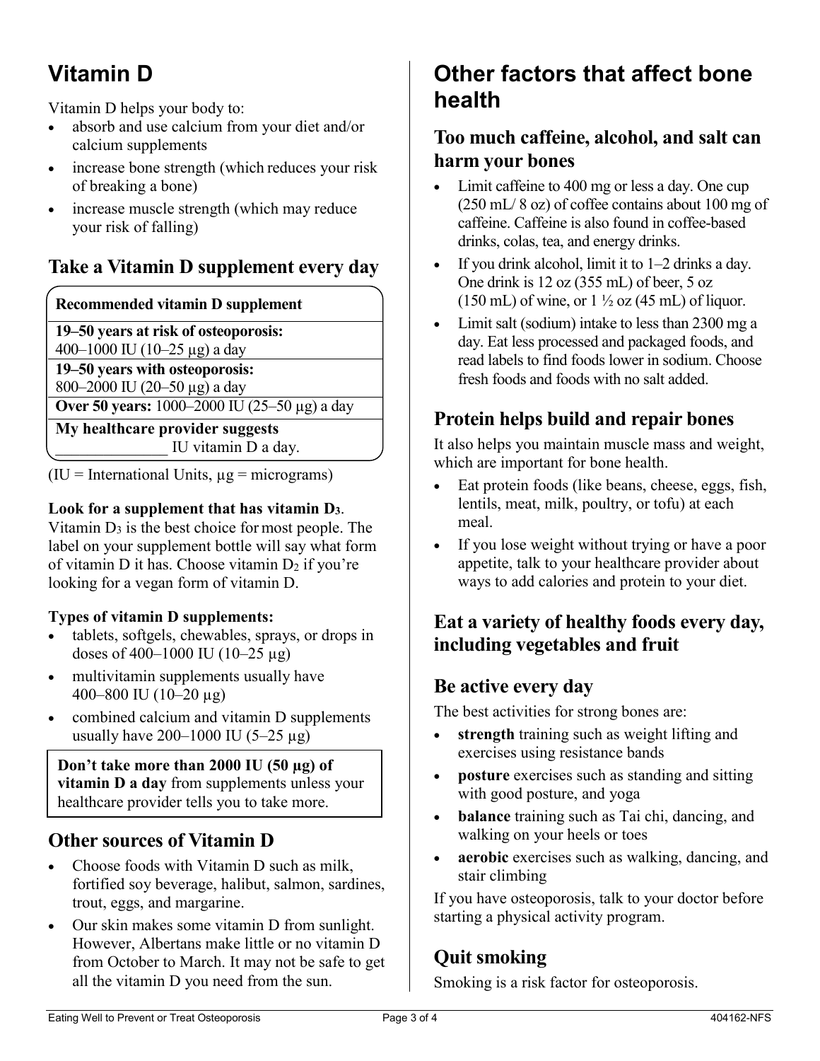# Vitamin D

Vitamin D helps your body to:

- absorb and use calcium from your diet and/or calcium supplements
- increase bone strength (which reduces your risk of breaking a bone)
- increase muscle strength (which may reduce your risk of falling)

## Take a Vitamin D supplement every day

| Recommended vitamin D supplement |
|---|
| **19–50 years at risk of osteoporosis:** 400–1000 IU (10–25 µg) a day |
| **19–50 years with osteoporosis:** 800–2000 IU (20–50 µg) a day |
| **Over 50 years:** 1000–2000 IU (25–50 µg) a day |
| **My healthcare provider suggests** _______________ IU vitamin D a day. |

(IU = International Units, µg = micrograms)

**Look for a supplement that has vitamin $D_3$.** Vitamin $D_3$ is the best choice for most people. The label on your supplement bottle will say what form of vitamin D it has. Choose vitamin $D_2$ if you're looking for a vegan form of vitamin D.

**Types of vitamin D supplements:**

- tablets, softgels, chewables, sprays, or drops in doses of 400–1000 IU (10–25 µg)
- multivitamin supplements usually have 400–800 IU (10–20 µg)
- combined calcium and vitamin D supplements usually have 200–1000 IU (5–25 µg)

**Don't take more than 2000 IU (50 µg) of vitamin D a day** from supplements unless your healthcare provider tells you to take more.

## Other sources of Vitamin D

- Choose foods with Vitamin D such as milk, fortified soy beverage, halibut, salmon, sardines, trout, eggs, and margarine.
- Our skin makes some vitamin D from sunlight. However, Albertans make little or no vitamin D from October to March. It may not be safe to get all the vitamin D you need from the sun.

# Other factors that affect bone health

## Too much caffeine, alcohol, and salt can harm your bones

- Limit caffeine to 400 mg or less a day. One cup (250 mL/ 8 oz) of coffee contains about 100 mg of caffeine. Caffeine is also found in coffee-based drinks, colas, tea, and energy drinks.
- If you drink alcohol, limit it to 1–2 drinks a day. One drink is 12 oz (355 mL) of beer, 5 oz (150 mL) of wine, or 1 ½ oz (45 mL) of liquor.
- Limit salt (sodium) intake to less than 2300 mg a day. Eat less processed and packaged foods, and read labels to find foods lower in sodium. Choose fresh foods and foods with no salt added.

## Protein helps build and repair bones

It also helps you maintain muscle mass and weight, which are important for bone health.

- Eat protein foods (like beans, cheese, eggs, fish, lentils, meat, milk, poultry, or tofu) at each meal.
- If you lose weight without trying or have a poor appetite, talk to your healthcare provider about ways to add calories and protein to your diet.

## Eat a variety of healthy foods every day, including vegetables and fruit

## Be active every day

The best activities for strong bones are:

- **strength** training such as weight lifting and exercises using resistance bands
- **posture** exercises such as standing and sitting with good posture, and yoga
- **balance** training such as Tai chi, dancing, and walking on your heels or toes
- **aerobic** exercises such as walking, dancing, and stair climbing

If you have osteoporosis, talk to your doctor before starting a physical activity program.

## Quit smoking

Smoking is a risk factor for osteoporosis.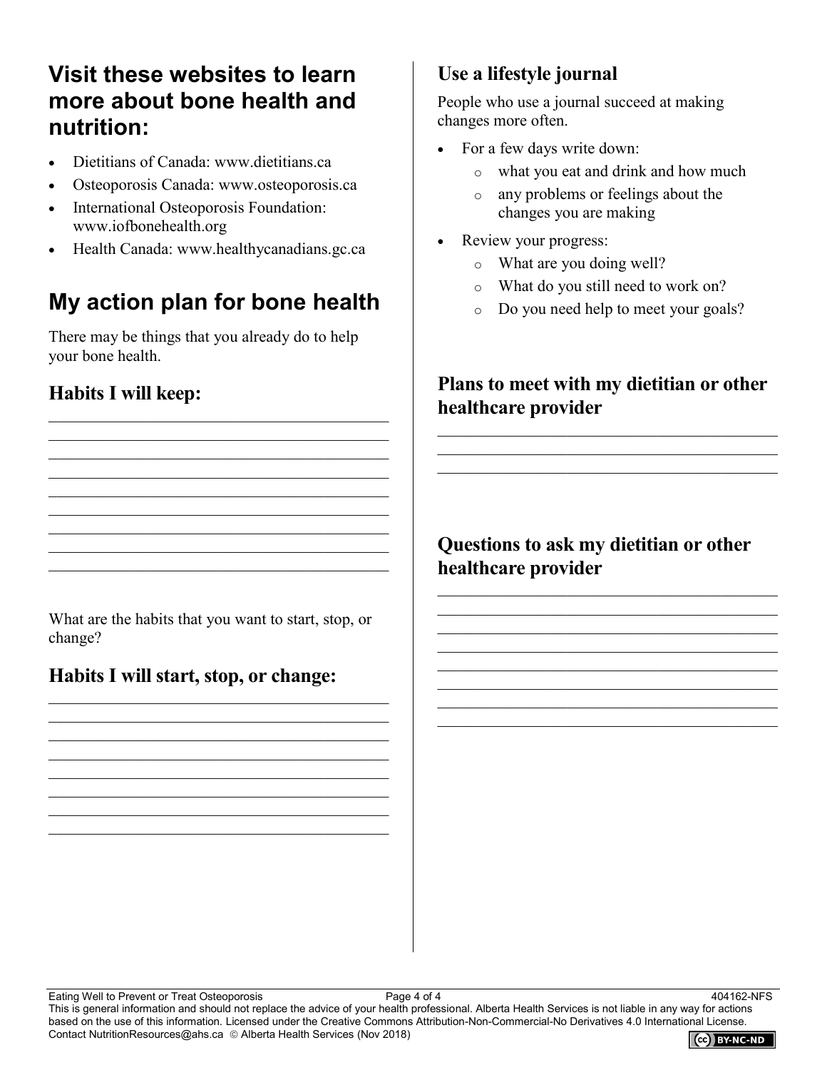## Visit these websites to learn more about bone health and nutrition:

- Dietitians of Canada: www.dietitians.ca
- Osteoporosis Canada: www.osteoporosis.ca
- International Osteoporosis Foundation: www.iofbonehealth.org
- Health Canada: www.healthycanadians.gc.ca

## My action plan for bone health

There may be things that you already do to help your bone health.

### Habits I will keep:

\_\_\_\_\_\_\_\_\_\_\_\_\_\_\_\_\_\_\_\_\_\_\_\_\_\_\_\_\_\_\_\_\_\_\_\_\_\_\_\_
\_\_\_\_\_\_\_\_\_\_\_\_\_\_\_\_\_\_\_\_\_\_\_\_\_\_\_\_\_\_\_\_\_\_\_\_\_\_\_\_
\_\_\_\_\_\_\_\_\_\_\_\_\_\_\_\_\_\_\_\_\_\_\_\_\_\_\_\_\_\_\_\_\_\_\_\_\_\_\_\_
\_\_\_\_\_\_\_\_\_\_\_\_\_\_\_\_\_\_\_\_\_\_\_\_\_\_\_\_\_\_\_\_\_\_\_\_\_\_\_\_
\_\_\_\_\_\_\_\_\_\_\_\_\_\_\_\_\_\_\_\_\_\_\_\_\_\_\_\_\_\_\_\_\_\_\_\_\_\_\_\_
\_\_\_\_\_\_\_\_\_\_\_\_\_\_\_\_\_\_\_\_\_\_\_\_\_\_\_\_\_\_\_\_\_\_\_\_\_\_\_\_
\_\_\_\_\_\_\_\_\_\_\_\_\_\_\_\_\_\_\_\_\_\_\_\_\_\_\_\_\_\_\_\_\_\_\_\_\_\_\_\_
\_\_\_\_\_\_\_\_\_\_\_\_\_\_\_\_\_\_\_\_\_\_\_\_\_\_\_\_\_\_\_\_\_\_\_\_\_\_\_\_
\_\_\_\_\_\_\_\_\_\_\_\_\_\_\_\_\_\_\_\_\_\_\_\_\_\_\_\_\_\_\_\_\_\_\_\_\_\_\_\_

What are the habits that you want to start, stop, or change?

### Habits I will start, stop, or change:

\_\_\_\_\_\_\_\_\_\_\_\_\_\_\_\_\_\_\_\_\_\_\_\_\_\_\_\_\_\_\_\_\_\_\_\_\_\_\_\_
\_\_\_\_\_\_\_\_\_\_\_\_\_\_\_\_\_\_\_\_\_\_\_\_\_\_\_\_\_\_\_\_\_\_\_\_\_\_\_\_
\_\_\_\_\_\_\_\_\_\_\_\_\_\_\_\_\_\_\_\_\_\_\_\_\_\_\_\_\_\_\_\_\_\_\_\_\_\_\_\_
\_\_\_\_\_\_\_\_\_\_\_\_\_\_\_\_\_\_\_\_\_\_\_\_\_\_\_\_\_\_\_\_\_\_\_\_\_\_\_\_
\_\_\_\_\_\_\_\_\_\_\_\_\_\_\_\_\_\_\_\_\_\_\_\_\_\_\_\_\_\_\_\_\_\_\_\_\_\_\_\_
\_\_\_\_\_\_\_\_\_\_\_\_\_\_\_\_\_\_\_\_\_\_\_\_\_\_\_\_\_\_\_\_\_\_\_\_\_\_\_\_
\_\_\_\_\_\_\_\_\_\_\_\_\_\_\_\_\_\_\_\_\_\_\_\_\_\_\_\_\_\_\_\_\_\_\_\_\_\_\_\_
\_\_\_\_\_\_\_\_\_\_\_\_\_\_\_\_\_\_\_\_\_\_\_\_\_\_\_\_\_\_\_\_\_\_\_\_\_\_\_\_

### Use a lifestyle journal

People who use a journal succeed at making changes more often.

- For a few days write down:
  - what you eat and drink and how much
  - any problems or feelings about the changes you are making
- Review your progress:
  - What are you doing well?
  - What do you still need to work on?
  - Do you need help to meet your goals?

### Plans to meet with my dietitian or other healthcare provider

\_\_\_\_\_\_\_\_\_\_\_\_\_\_\_\_\_\_\_\_\_\_\_\_\_\_\_\_\_\_\_\_\_\_\_\_\_\_\_\_
\_\_\_\_\_\_\_\_\_\_\_\_\_\_\_\_\_\_\_\_\_\_\_\_\_\_\_\_\_\_\_\_\_\_\_\_\_\_\_\_
\_\_\_\_\_\_\_\_\_\_\_\_\_\_\_\_\_\_\_\_\_\_\_\_\_\_\_\_\_\_\_\_\_\_\_\_\_\_\_\_

### Questions to ask my dietitian or other healthcare provider

\_\_\_\_\_\_\_\_\_\_\_\_\_\_\_\_\_\_\_\_\_\_\_\_\_\_\_\_\_\_\_\_\_\_\_\_\_\_\_\_
\_\_\_\_\_\_\_\_\_\_\_\_\_\_\_\_\_\_\_\_\_\_\_\_\_\_\_\_\_\_\_\_\_\_\_\_\_\_\_\_
\_\_\_\_\_\_\_\_\_\_\_\_\_\_\_\_\_\_\_\_\_\_\_\_\_\_\_\_\_\_\_\_\_\_\_\_\_\_\_\_
\_\_\_\_\_\_\_\_\_\_\_\_\_\_\_\_\_\_\_\_\_\_\_\_\_\_\_\_\_\_\_\_\_\_\_\_\_\_\_\_
\_\_\_\_\_\_\_\_\_\_\_\_\_\_\_\_\_\_\_\_\_\_\_\_\_\_\_\_\_\_\_\_\_\_\_\_\_\_\_\_
\_\_\_\_\_\_\_\_\_\_\_\_\_\_\_\_\_\_\_\_\_\_\_\_\_\_\_\_\_\_\_\_\_\_\_\_\_\_\_\_
\_\_\_\_\_\_\_\_\_\_\_\_\_\_\_\_\_\_\_\_\_\_\_\_\_\_\_\_\_\_\_\_\_\_\_\_\_\_\_\_
\_\_\_\_\_\_\_\_\_\_\_\_\_\_\_\_\_\_\_\_\_\_\_\_\_\_\_\_\_\_\_\_\_\_\_\_\_\_\_\_

This is general information and should not replace the advice of your health professional. Alberta Health Services is not liable in any way for actions based on the use of this information. Licensed under the Creative Commons Attribution-Non-Commercial-No Derivatives 4.0 International License. Contact NutritionResources@ahs.ca © Alberta Health Services (Nov 2018)